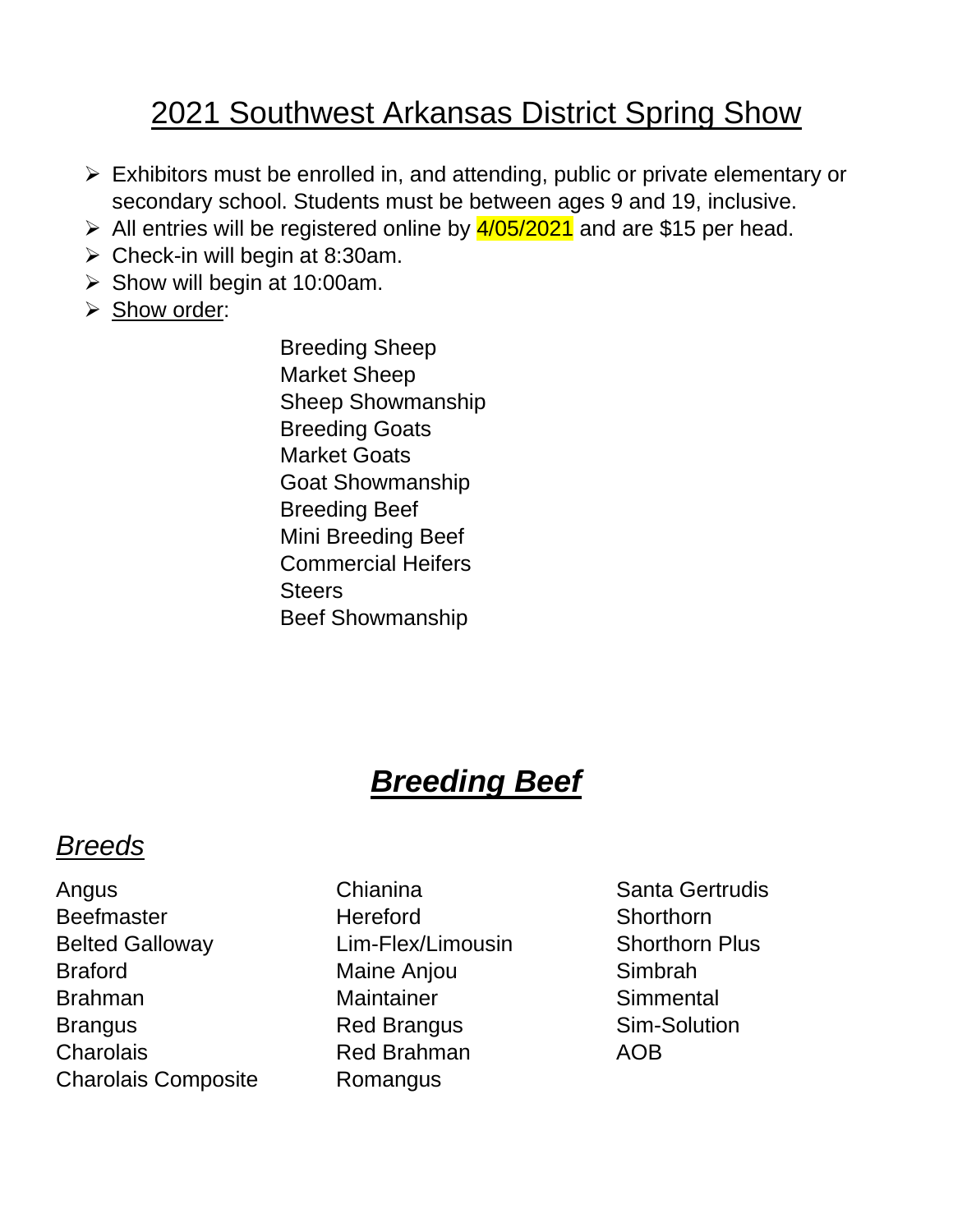# 2021 Southwest Arkansas District Spring Show

- Exhibitors must be enrolled in, and attending, public or private elementary or secondary school. Students must be between ages 9 and 19, inclusive.
- All entries will be registered online by 4/05/2021 and are $15 per head.
- Check-in will begin at 8:30am.
- Show will begin at 10:00am.
- Show order:

  Breeding Sheep
  Market Sheep
  Sheep Showmanship
  Breeding Goats
  Market Goats
  Goat Showmanship
  Breeding Beef
  Mini Breeding Beef
  Commercial Heifers
  Steers
  Beef Showmanship

## ***Breeding Beef***

### *Breeds*

Angus
Beefmaster
Belted Galloway
Braford
Brahman
Brangus
Charolais
Charolais Composite
Chianina
Hereford
Lim-Flex/Limousin
Maine Anjou
Maintainer
Red Brangus
Red Brahman
Romangus
Santa Gertrudis
Shorthorn
Shorthorn Plus
Simbrah
Simmental
Sim-Solution
AOB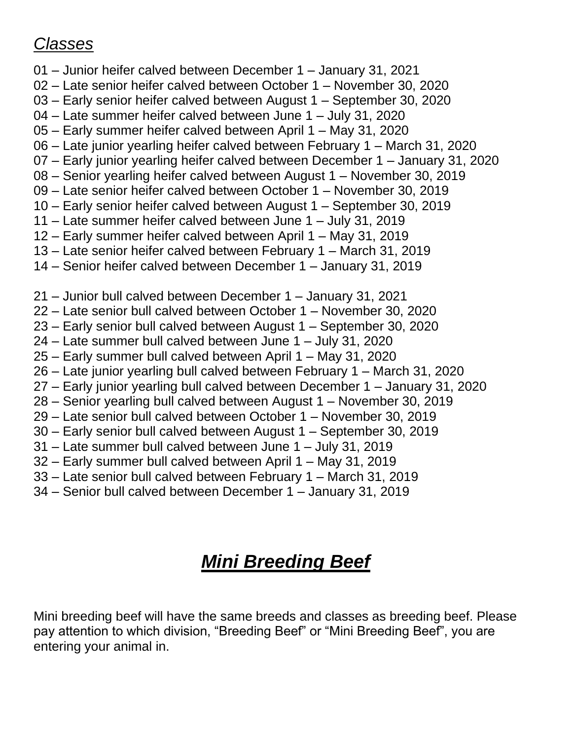## *Classes*

01 – Junior heifer calved between December 1 – January 31, 2021
02 – Late senior heifer calved between October 1 – November 30, 2020
03 – Early senior heifer calved between August 1 – September 30, 2020
04 – Late summer heifer calved between June 1 – July 31, 2020
05 – Early summer heifer calved between April 1 – May 31, 2020
06 – Late junior yearling heifer calved between February 1 – March 31, 2020
07 – Early junior yearling heifer calved between December 1 – January 31, 2020
08 – Senior yearling heifer calved between August 1 – November 30, 2019
09 – Late senior heifer calved between October 1 – November 30, 2019
10 – Early senior heifer calved between August 1 – September 30, 2019
11 – Late summer heifer calved between June 1 – July 31, 2019
12 – Early summer heifer calved between April 1 – May 31, 2019
13 – Late senior heifer calved between February 1 – March 31, 2019
14 – Senior heifer calved between December 1 – January 31, 2019

21 – Junior bull calved between December 1 – January 31, 2021
22 – Late senior bull calved between October 1 – November 30, 2020
23 – Early senior bull calved between August 1 – September 30, 2020
24 – Late summer bull calved between June 1 – July 31, 2020
25 – Early summer bull calved between April 1 – May 31, 2020
26 – Late junior yearling bull calved between February 1 – March 31, 2020
27 – Early junior yearling bull calved between December 1 – January 31, 2020
28 – Senior yearling bull calved between August 1 – November 30, 2019
29 – Late senior bull calved between October 1 – November 30, 2019
30 – Early senior bull calved between August 1 – September 30, 2019
31 – Late summer bull calved between June 1 – July 31, 2019
32 – Early summer bull calved between April 1 – May 31, 2019
33 – Late senior bull calved between February 1 – March 31, 2019
34 – Senior bull calved between December 1 – January 31, 2019

# ***Mini Breeding Beef***

Mini breeding beef will have the same breeds and classes as breeding beef. Please pay attention to which division, "Breeding Beef" or "Mini Breeding Beef", you are entering your animal in.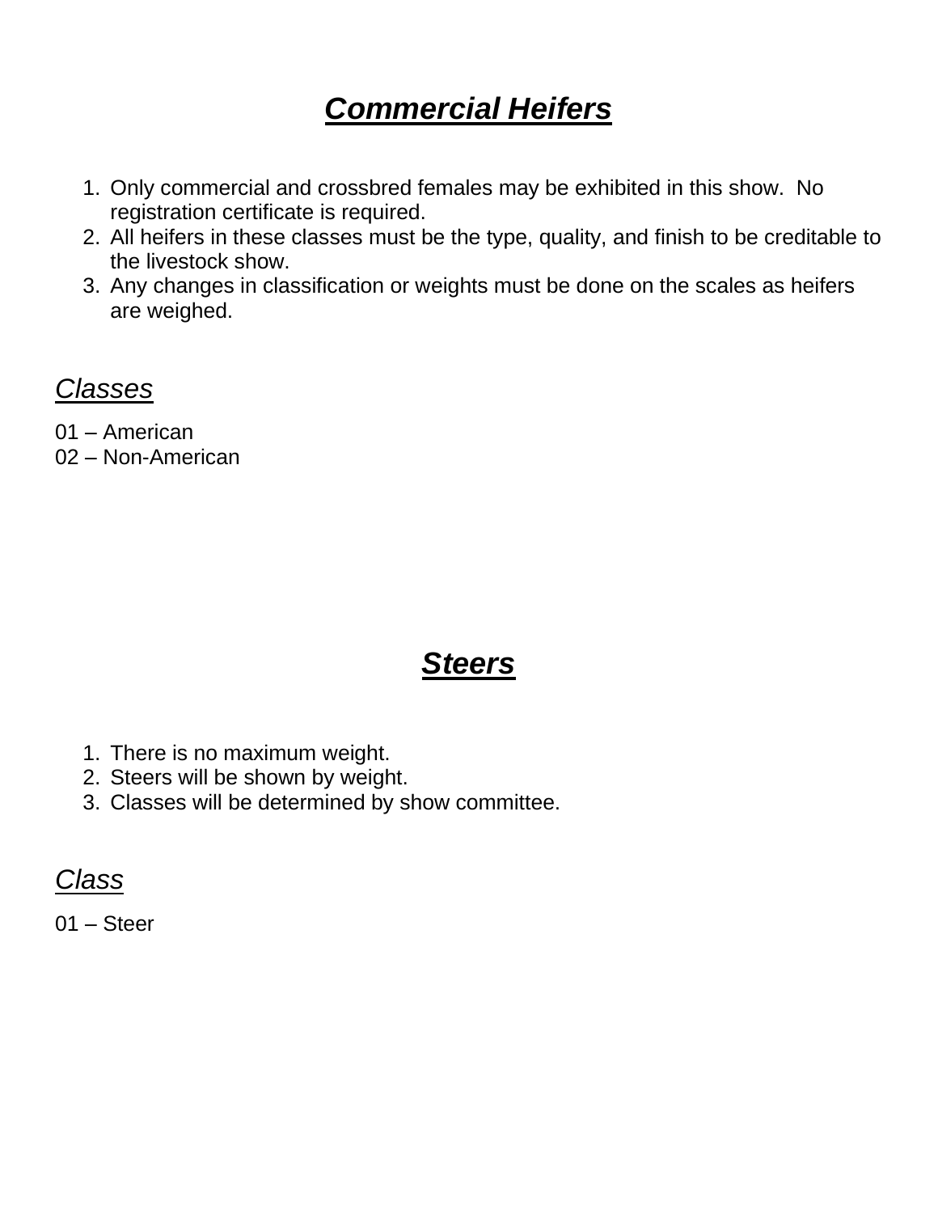# ***Commercial Heifers***

1. Only commercial and crossbred females may be exhibited in this show. No registration certificate is required.
2. All heifers in these classes must be the type, quality, and finish to be creditable to the livestock show.
3. Any changes in classification or weights must be done on the scales as heifers are weighed.

## *Classes*

01 – American
02 – Non-American

# ***Steers***

1. There is no maximum weight.
2. Steers will be shown by weight.
3. Classes will be determined by show committee.

## *Class*

01 – Steer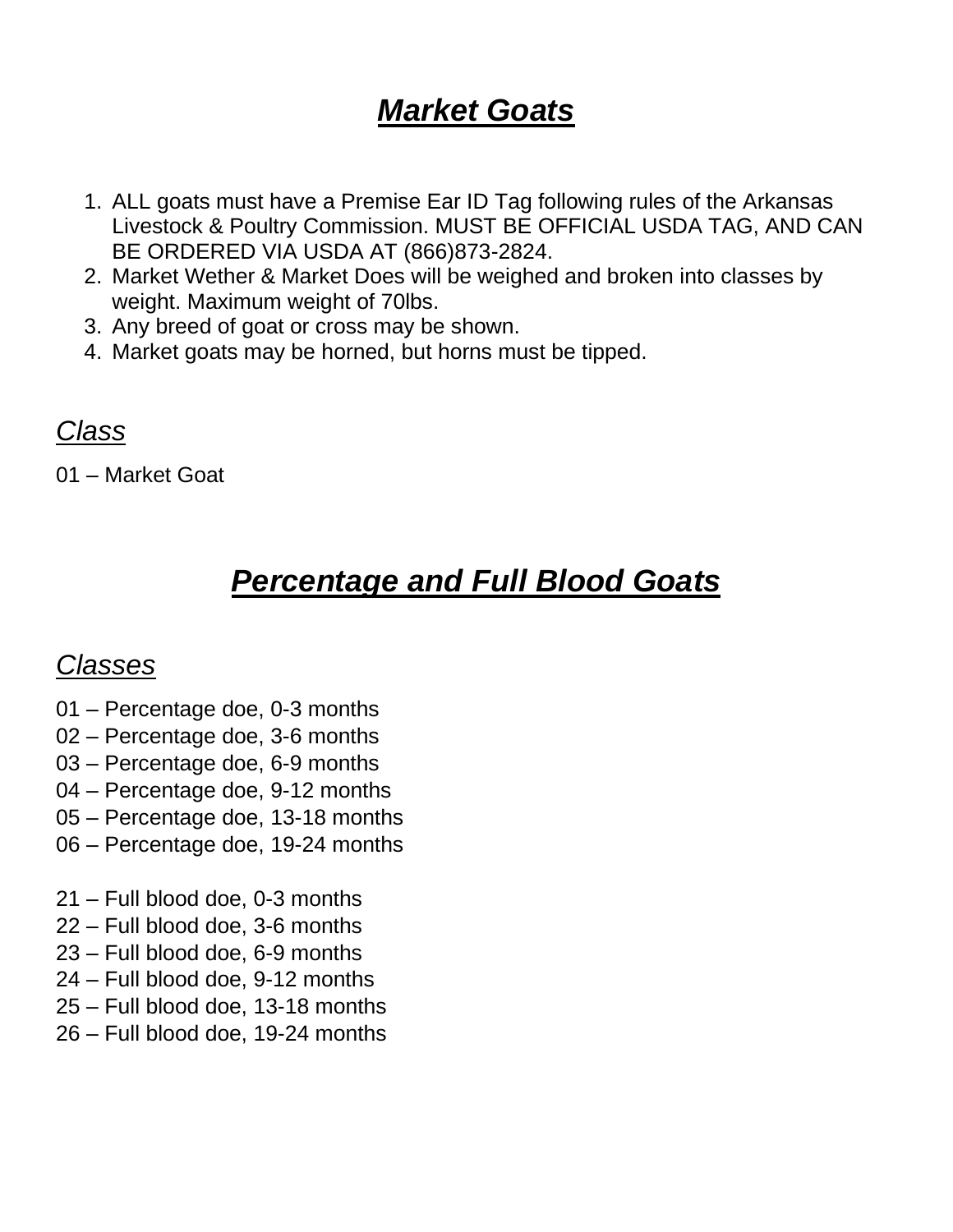# ***<u>Market Goats</u>***

1. ALL goats must have a Premise Ear ID Tag following rules of the Arkansas Livestock & Poultry Commission. MUST BE OFFICIAL USDA TAG, AND CAN BE ORDERED VIA USDA AT (866)873-2824.
2. Market Wether & Market Does will be weighed and broken into classes by weight. Maximum weight of 70lbs.
3. Any breed of goat or cross may be shown.
4. Market goats may be horned, but horns must be tipped.

## *<u>Class</u>*

01 – Market Goat

# ***<u>Percentage and Full Blood Goats</u>***

## *<u>Classes</u>*

01 – Percentage doe, 0-3 months
02 – Percentage doe, 3-6 months
03 – Percentage doe, 6-9 months
04 – Percentage doe, 9-12 months
05 – Percentage doe, 13-18 months
06 – Percentage doe, 19-24 months

21 – Full blood doe, 0-3 months
22 – Full blood doe, 3-6 months
23 – Full blood doe, 6-9 months
24 – Full blood doe, 9-12 months
25 – Full blood doe, 13-18 months
26 – Full blood doe, 19-24 months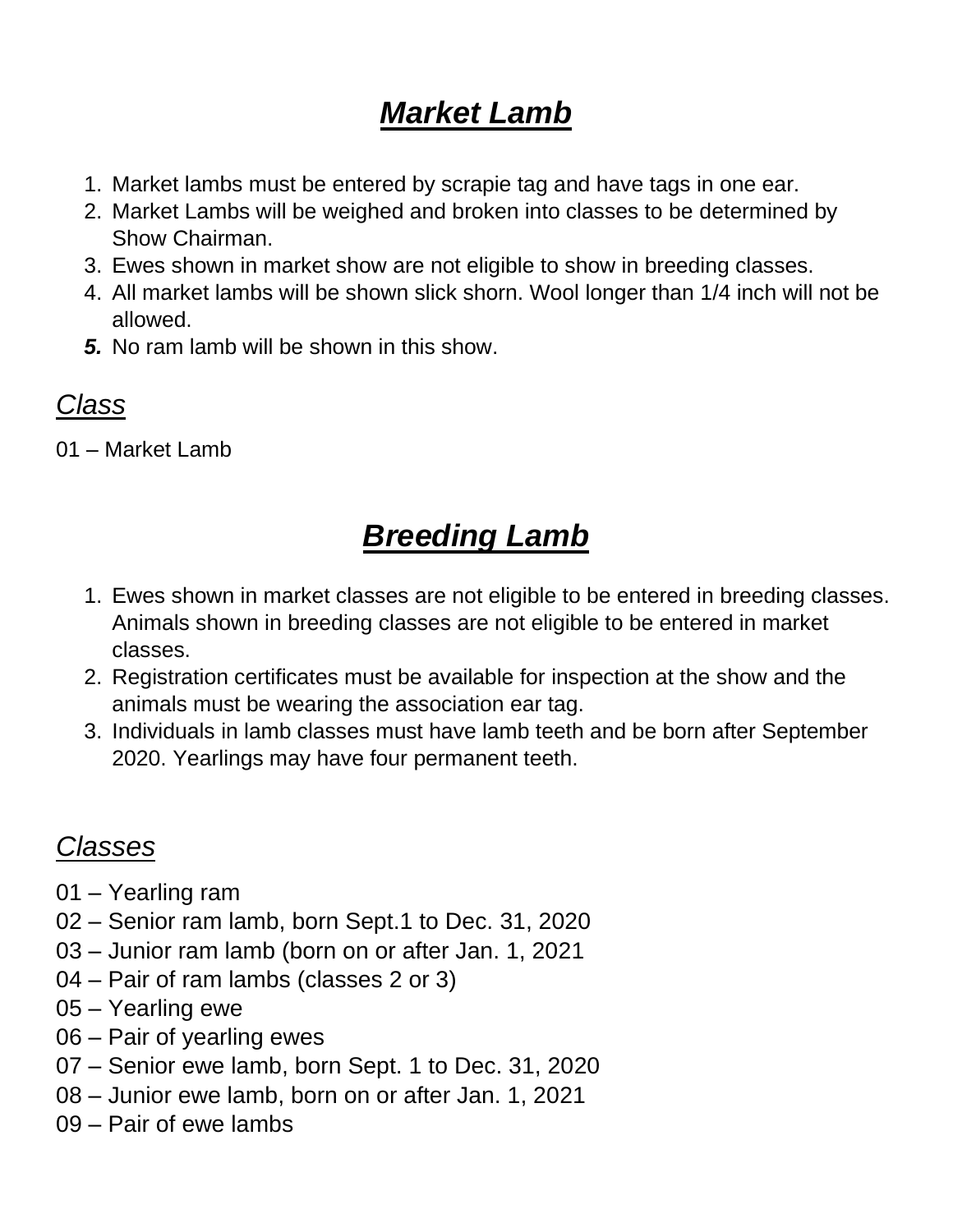## ***Market Lamb***

1. Market lambs must be entered by scrapie tag and have tags in one ear.
2. Market Lambs will be weighed and broken into classes to be determined by Show Chairman.
3. Ewes shown in market show are not eligible to show in breeding classes.
4. All market lambs will be shown slick shorn. Wool longer than 1/4 inch will not be allowed.
5. No ram lamb will be shown in this show.

### *Class*

01 – Market Lamb

## ***Breeding Lamb***

1. Ewes shown in market classes are not eligible to be entered in breeding classes. Animals shown in breeding classes are not eligible to be entered in market classes.
2. Registration certificates must be available for inspection at the show and the animals must be wearing the association ear tag.
3. Individuals in lamb classes must have lamb teeth and be born after September 2020. Yearlings may have four permanent teeth.

### *Classes*

01 – Yearling ram
02 – Senior ram lamb, born Sept.1 to Dec. 31, 2020
03 – Junior ram lamb (born on or after Jan. 1, 2021
04 – Pair of ram lambs (classes 2 or 3)
05 – Yearling ewe
06 – Pair of yearling ewes
07 – Senior ewe lamb, born Sept. 1 to Dec. 31, 2020
08 – Junior ewe lamb, born on or after Jan. 1, 2021
09 – Pair of ewe lambs